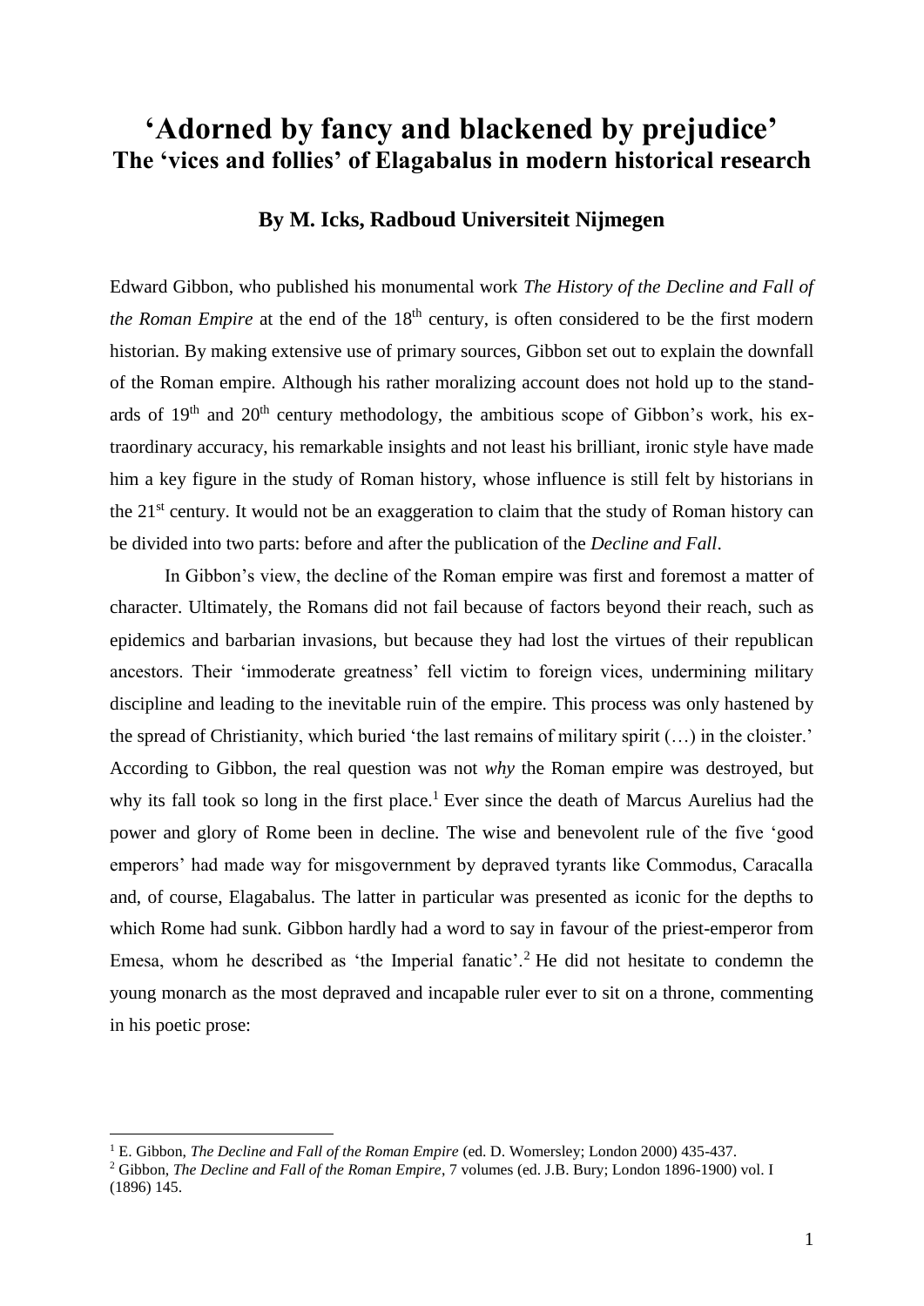# 'Adorned by fancy and blackened by prejudice'
## The 'vices and follies' of Elagabalus in modern historical research

### By M. Icks, Radboud Universiteit Nijmegen

Edward Gibbon, who published his monumental work *The History of the Decline and Fall of the Roman Empire* at the end of the 18th century, is often considered to be the first modern historian. By making extensive use of primary sources, Gibbon set out to explain the downfall of the Roman empire. Although his rather moralizing account does not hold up to the standards of 19th and 20th century methodology, the ambitious scope of Gibbon's work, his extraordinary accuracy, his remarkable insights and not least his brilliant, ironic style have made him a key figure in the study of Roman history, whose influence is still felt by historians in the 21st century. It would not be an exaggeration to claim that the study of Roman history can be divided into two parts: before and after the publication of the *Decline and Fall*.

In Gibbon's view, the decline of the Roman empire was first and foremost a matter of character. Ultimately, the Romans did not fail because of factors beyond their reach, such as epidemics and barbarian invasions, but because they had lost the virtues of their republican ancestors. Their 'immoderate greatness' fell victim to foreign vices, undermining military discipline and leading to the inevitable ruin of the empire. This process was only hastened by the spread of Christianity, which buried 'the last remains of military spirit (…) in the cloister.' According to Gibbon, the real question was not *why* the Roman empire was destroyed, but why its fall took so long in the first place.[1] Ever since the death of Marcus Aurelius had the power and glory of Rome been in decline. The wise and benevolent rule of the five 'good emperors' had made way for misgovernment by depraved tyrants like Commodus, Caracalla and, of course, Elagabalus. The latter in particular was presented as iconic for the depths to which Rome had sunk. Gibbon hardly had a word to say in favour of the priest-emperor from Emesa, whom he described as 'the Imperial fanatic'.[2] He did not hesitate to condemn the young monarch as the most depraved and incapable ruler ever to sit on a throne, commenting in his poetic prose:

---

[1] E. Gibbon, *The Decline and Fall of the Roman Empire* (ed. D. Womersley; London 2000) 435-437.

[2] Gibbon, *The Decline and Fall of the Roman Empire*, 7 volumes (ed. J.B. Bury; London 1896-1900) vol. I (1896) 145.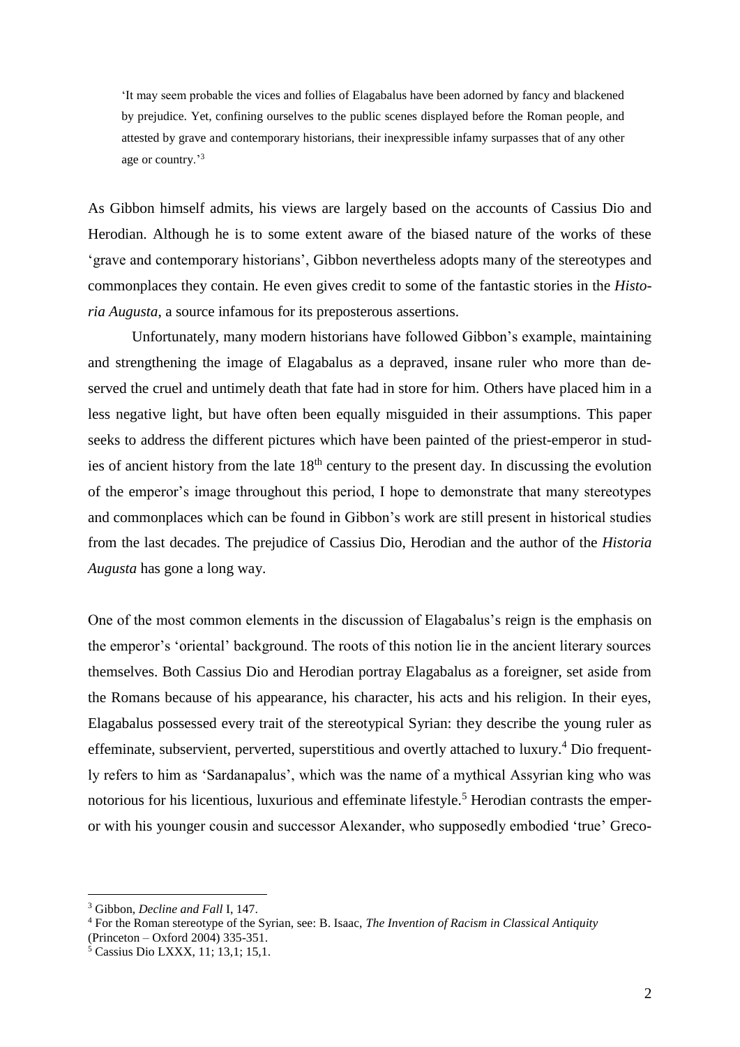> 'It may seem probable the vices and follies of Elagabalus have been adorned by fancy and blackened by prejudice. Yet, confining ourselves to the public scenes displayed before the Roman people, and attested by grave and contemporary historians, their inexpressible infamy surpasses that of any other age or country.'[3]

As Gibbon himself admits, his views are largely based on the accounts of Cassius Dio and Herodian. Although he is to some extent aware of the biased nature of the works of these 'grave and contemporary historians', Gibbon nevertheless adopts many of the stereotypes and commonplaces they contain. He even gives credit to some of the fantastic stories in the *Historia Augusta*, a source infamous for its preposterous assertions.

Unfortunately, many modern historians have followed Gibbon's example, maintaining and strengthening the image of Elagabalus as a depraved, insane ruler who more than deserved the cruel and untimely death that fate had in store for him. Others have placed him in a less negative light, but have often been equally misguided in their assumptions. This paper seeks to address the different pictures which have been painted of the priest-emperor in studies of ancient history from the late 18th century to the present day. In discussing the evolution of the emperor's image throughout this period, I hope to demonstrate that many stereotypes and commonplaces which can be found in Gibbon's work are still present in historical studies from the last decades. The prejudice of Cassius Dio, Herodian and the author of the *Historia Augusta* has gone a long way.

One of the most common elements in the discussion of Elagabalus's reign is the emphasis on the emperor's 'oriental' background. The roots of this notion lie in the ancient literary sources themselves. Both Cassius Dio and Herodian portray Elagabalus as a foreigner, set aside from the Romans because of his appearance, his character, his acts and his religion. In their eyes, Elagabalus possessed every trait of the stereotypical Syrian: they describe the young ruler as effeminate, subservient, perverted, superstitious and overtly attached to luxury.[4] Dio frequently refers to him as 'Sardanapalus', which was the name of a mythical Assyrian king who was notorious for his licentious, luxurious and effeminate lifestyle.[5] Herodian contrasts the emperor with his younger cousin and successor Alexander, who supposedly embodied 'true' Greco-

[3] Gibbon, *Decline and Fall* I, 147.

[4] For the Roman stereotype of the Syrian, see: B. Isaac, *The Invention of Racism in Classical Antiquity* (Princeton – Oxford 2004) 335-351.

[5] Cassius Dio LXXX, 11; 13,1; 15,1.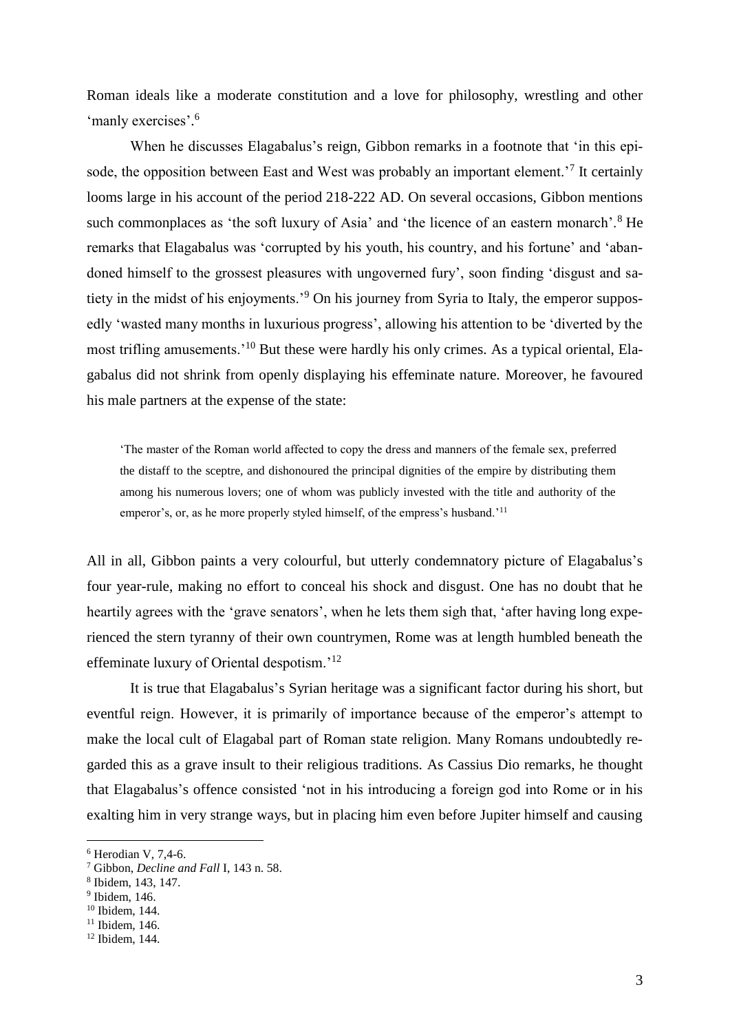Roman ideals like a moderate constitution and a love for philosophy, wrestling and other 'manly exercises'.[6]

When he discusses Elagabalus's reign, Gibbon remarks in a footnote that 'in this episode, the opposition between East and West was probably an important element.'[7] It certainly looms large in his account of the period 218-222 AD. On several occasions, Gibbon mentions such commonplaces as 'the soft luxury of Asia' and 'the licence of an eastern monarch'.[8] He remarks that Elagabalus was 'corrupted by his youth, his country, and his fortune' and 'abandoned himself to the grossest pleasures with ungoverned fury', soon finding 'disgust and satiety in the midst of his enjoyments.'[9] On his journey from Syria to Italy, the emperor supposedly 'wasted many months in luxurious progress', allowing his attention to be 'diverted by the most trifling amusements.'[10] But these were hardly his only crimes. As a typical oriental, Elagabalus did not shrink from openly displaying his effeminate nature. Moreover, he favoured his male partners at the expense of the state:

> 'The master of the Roman world affected to copy the dress and manners of the female sex, preferred the distaff to the sceptre, and dishonoured the principal dignities of the empire by distributing them among his numerous lovers; one of whom was publicly invested with the title and authority of the emperor's, or, as he more properly styled himself, of the empress's husband.'[11]

All in all, Gibbon paints a very colourful, but utterly condemnatory picture of Elagabalus's four year-rule, making no effort to conceal his shock and disgust. One has no doubt that he heartily agrees with the 'grave senators', when he lets them sigh that, 'after having long experienced the stern tyranny of their own countrymen, Rome was at length humbled beneath the effeminate luxury of Oriental despotism.'[12]

It is true that Elagabalus's Syrian heritage was a significant factor during his short, but eventful reign. However, it is primarily of importance because of the emperor's attempt to make the local cult of Elagabal part of Roman state religion. Many Romans undoubtedly regarded this as a grave insult to their religious traditions. As Cassius Dio remarks, he thought that Elagabalus's offence consisted 'not in his introducing a foreign god into Rome or in his exalting him in very strange ways, but in placing him even before Jupiter himself and causing

---

[6] Herodian V, 7,4-6.
[7] Gibbon, *Decline and Fall* I, 143 n. 58.
[8] Ibidem, 143, 147.
[9] Ibidem, 146.
[10] Ibidem, 144.
[11] Ibidem, 146.
[12] Ibidem, 144.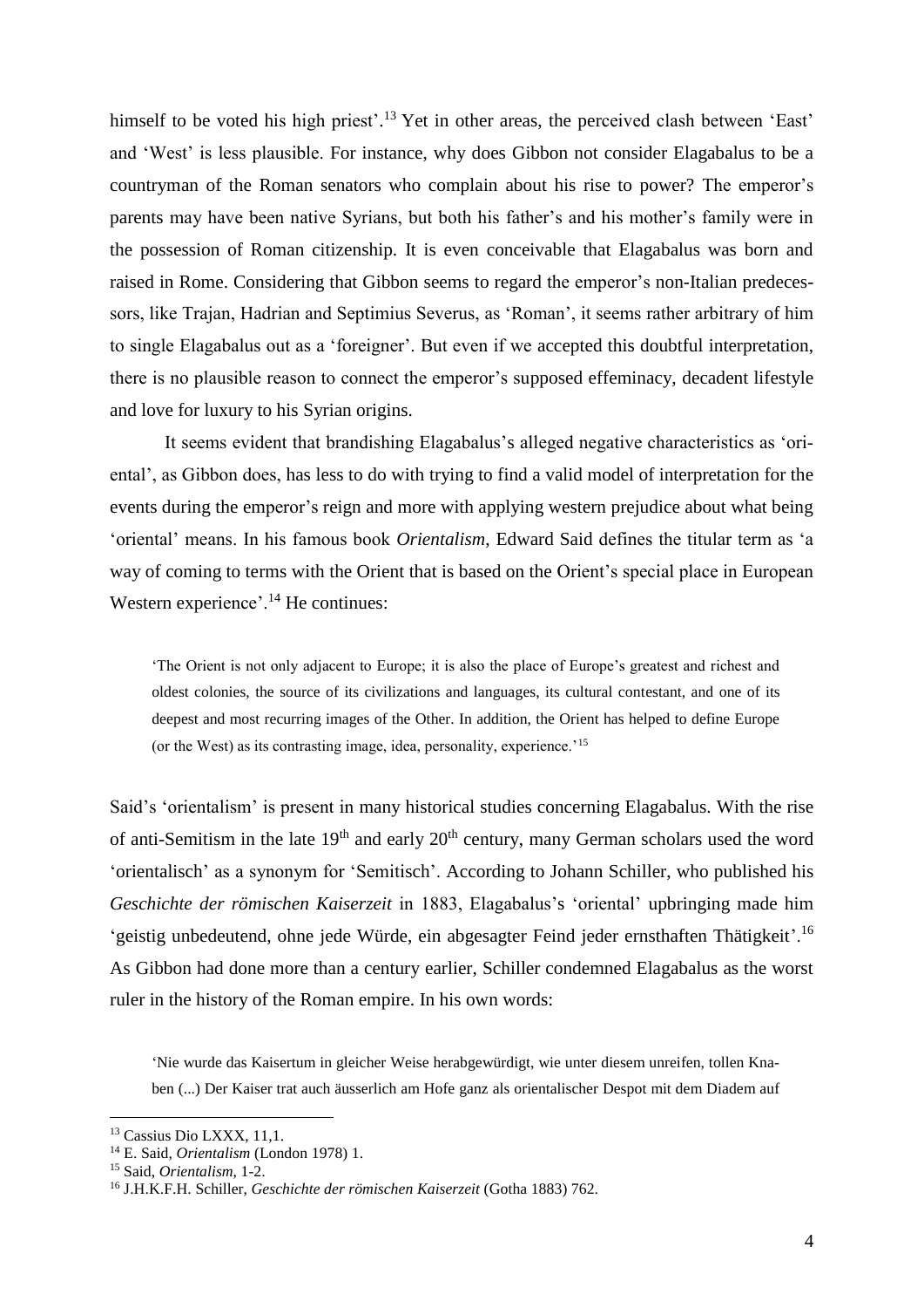himself to be voted his high priest'.[13] Yet in other areas, the perceived clash between 'East' and 'West' is less plausible. For instance, why does Gibbon not consider Elagabalus to be a countryman of the Roman senators who complain about his rise to power? The emperor's parents may have been native Syrians, but both his father's and his mother's family were in the possession of Roman citizenship. It is even conceivable that Elagabalus was born and raised in Rome. Considering that Gibbon seems to regard the emperor's non-Italian predecessors, like Trajan, Hadrian and Septimius Severus, as 'Roman', it seems rather arbitrary of him to single Elagabalus out as a 'foreigner'. But even if we accepted this doubtful interpretation, there is no plausible reason to connect the emperor's supposed effeminacy, decadent lifestyle and love for luxury to his Syrian origins.

It seems evident that brandishing Elagabalus's alleged negative characteristics as 'oriental', as Gibbon does, has less to do with trying to find a valid model of interpretation for the events during the emperor's reign and more with applying western prejudice about what being 'oriental' means. In his famous book *Orientalism*, Edward Said defines the titular term as 'a way of coming to terms with the Orient that is based on the Orient's special place in European Western experience'.[14] He continues:

> 'The Orient is not only adjacent to Europe; it is also the place of Europe's greatest and richest and oldest colonies, the source of its civilizations and languages, its cultural contestant, and one of its deepest and most recurring images of the Other. In addition, the Orient has helped to define Europe (or the West) as its contrasting image, idea, personality, experience.'[15]

Said's 'orientalism' is present in many historical studies concerning Elagabalus. With the rise of anti-Semitism in the late 19th and early 20th century, many German scholars used the word 'orientalisch' as a synonym for 'Semitisch'. According to Johann Schiller, who published his *Geschichte der römischen Kaiserzeit* in 1883, Elagabalus's 'oriental' upbringing made him 'geistig unbedeutend, ohne jede Würde, ein abgesagter Feind jeder ernsthaften Thätigkeit'.[16] As Gibbon had done more than a century earlier, Schiller condemned Elagabalus as the worst ruler in the history of the Roman empire. In his own words:

> 'Nie wurde das Kaisertum in gleicher Weise herabgewürdigt, wie unter diesem unreifen, tollen Knaben (...) Der Kaiser trat auch äusserlich am Hofe ganz als orientalischer Despot mit dem Diadem auf

---

[13] Cassius Dio LXXX, 11,1.

[14] E. Said, *Orientalism* (London 1978) 1.

[15] Said, *Orientalism*, 1-2.

[16] J.H.K.F.H. Schiller, *Geschichte der römischen Kaiserzeit* (Gotha 1883) 762.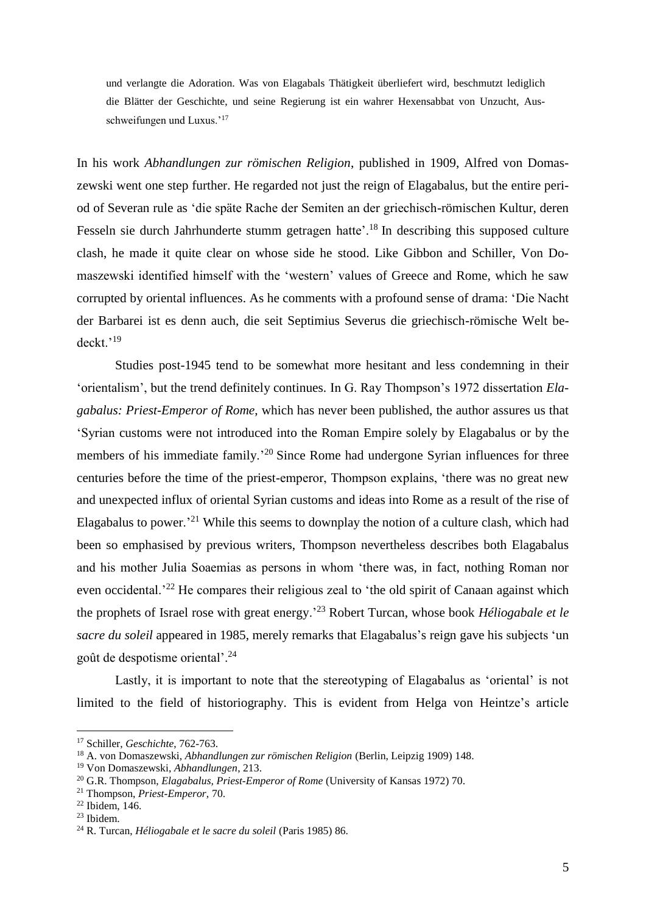und verlangte die Adoration. Was von Elagabals Thätigkeit überliefert wird, beschmutzt lediglich die Blätter der Geschichte, und seine Regierung ist ein wahrer Hexensabbat von Unzucht, Ausschweifungen und Luxus.'[17]

In his work *Abhandlungen zur römischen Religion*, published in 1909, Alfred von Domaszewski went one step further. He regarded not just the reign of Elagabalus, but the entire period of Severan rule as 'die späte Rache der Semiten an der griechisch-römischen Kultur, deren Fesseln sie durch Jahrhunderte stumm getragen hatte'.[18] In describing this supposed culture clash, he made it quite clear on whose side he stood. Like Gibbon and Schiller, Von Domaszewski identified himself with the 'western' values of Greece and Rome, which he saw corrupted by oriental influences. As he comments with a profound sense of drama: 'Die Nacht der Barbarei ist es denn auch, die seit Septimius Severus die griechisch-römische Welt bedeckt.'[19]

Studies post-1945 tend to be somewhat more hesitant and less condemning in their 'orientalism', but the trend definitely continues. In G. Ray Thompson's 1972 dissertation *Elagabalus: Priest-Emperor of Rome*, which has never been published, the author assures us that 'Syrian customs were not introduced into the Roman Empire solely by Elagabalus or by the members of his immediate family.'[20] Since Rome had undergone Syrian influences for three centuries before the time of the priest-emperor, Thompson explains, 'there was no great new and unexpected influx of oriental Syrian customs and ideas into Rome as a result of the rise of Elagabalus to power.'[21] While this seems to downplay the notion of a culture clash, which had been so emphasised by previous writers, Thompson nevertheless describes both Elagabalus and his mother Julia Soaemias as persons in whom 'there was, in fact, nothing Roman nor even occidental.'[22] He compares their religious zeal to 'the old spirit of Canaan against which the prophets of Israel rose with great energy.'[23] Robert Turcan, whose book *Héliogabale et le sacre du soleil* appeared in 1985, merely remarks that Elagabalus's reign gave his subjects 'un goût de despotisme oriental'.[24]

Lastly, it is important to note that the stereotyping of Elagabalus as 'oriental' is not limited to the field of historiography. This is evident from Helga von Heintze's article

---

[17] Schiller, *Geschichte*, 762-763.

[18] A. von Domaszewski, *Abhandlungen zur römischen Religion* (Berlin, Leipzig 1909) 148.

[19] Von Domaszewski, *Abhandlungen*, 213.

[20] G.R. Thompson, *Elagabalus, Priest-Emperor of Rome* (University of Kansas 1972) 70.

[21] Thompson, *Priest-Emperor*, 70.

[22] Ibidem, 146.

[23] Ibidem.

[24] R. Turcan, *Héliogabale et le sacre du soleil* (Paris 1985) 86.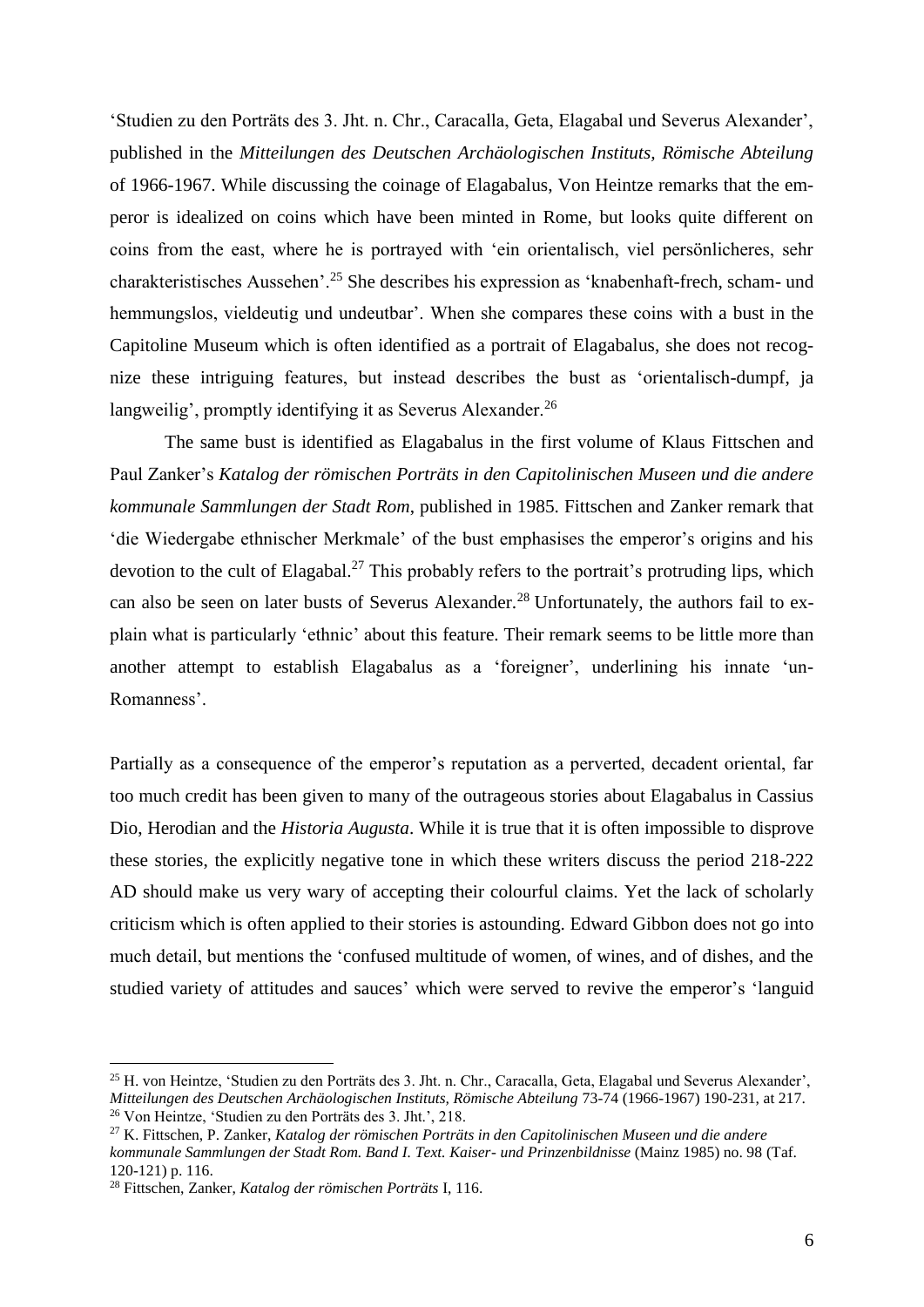'Studien zu den Porträts des 3. Jht. n. Chr., Caracalla, Geta, Elagabal und Severus Alexander', published in the *Mitteilungen des Deutschen Archäologischen Instituts, Römische Abteilung* of 1966-1967. While discussing the coinage of Elagabalus, Von Heintze remarks that the emperor is idealized on coins which have been minted in Rome, but looks quite different on coins from the east, where he is portrayed with 'ein orientalisch, viel persönlicheres, sehr charakteristisches Aussehen'.[25] She describes his expression as 'knabenhaft-frech, scham- und hemmungslos, vieldeutig und undeutbar'. When she compares these coins with a bust in the Capitoline Museum which is often identified as a portrait of Elagabalus, she does not recognize these intriguing features, but instead describes the bust as 'orientalisch-dumpf, ja langweilig', promptly identifying it as Severus Alexander.[26]

The same bust is identified as Elagabalus in the first volume of Klaus Fittschen and Paul Zanker's *Katalog der römischen Porträts in den Capitolinischen Museen und die andere kommunale Sammlungen der Stadt Rom*, published in 1985. Fittschen and Zanker remark that 'die Wiedergabe ethnischer Merkmale' of the bust emphasises the emperor's origins and his devotion to the cult of Elagabal.[27] This probably refers to the portrait's protruding lips, which can also be seen on later busts of Severus Alexander.[28] Unfortunately, the authors fail to explain what is particularly 'ethnic' about this feature. Their remark seems to be little more than another attempt to establish Elagabalus as a 'foreigner', underlining his innate 'un-Romanness'.

Partially as a consequence of the emperor's reputation as a perverted, decadent oriental, far too much credit has been given to many of the outrageous stories about Elagabalus in Cassius Dio, Herodian and the *Historia Augusta*. While it is true that it is often impossible to disprove these stories, the explicitly negative tone in which these writers discuss the period 218-222 AD should make us very wary of accepting their colourful claims. Yet the lack of scholarly criticism which is often applied to their stories is astounding. Edward Gibbon does not go into much detail, but mentions the 'confused multitude of women, of wines, and of dishes, and the studied variety of attitudes and sauces' which were served to revive the emperor's 'languid

[25] H. von Heintze, 'Studien zu den Porträts des 3. Jht. n. Chr., Caracalla, Geta, Elagabal und Severus Alexander', *Mitteilungen des Deutschen Archäologischen Instituts, Römische Abteilung* 73-74 (1966-1967) 190-231, at 217.

[26] Von Heintze, 'Studien zu den Porträts des 3. Jht.', 218.

[27] K. Fittschen, P. Zanker, *Katalog der römischen Porträts in den Capitolinischen Museen und die andere kommunale Sammlungen der Stadt Rom. Band I. Text. Kaiser- und Prinzenbildnisse* (Mainz 1985) no. 98 (Taf. 120-121) p. 116.

[28] Fittschen, Zanker, *Katalog der römischen Porträts* I, 116.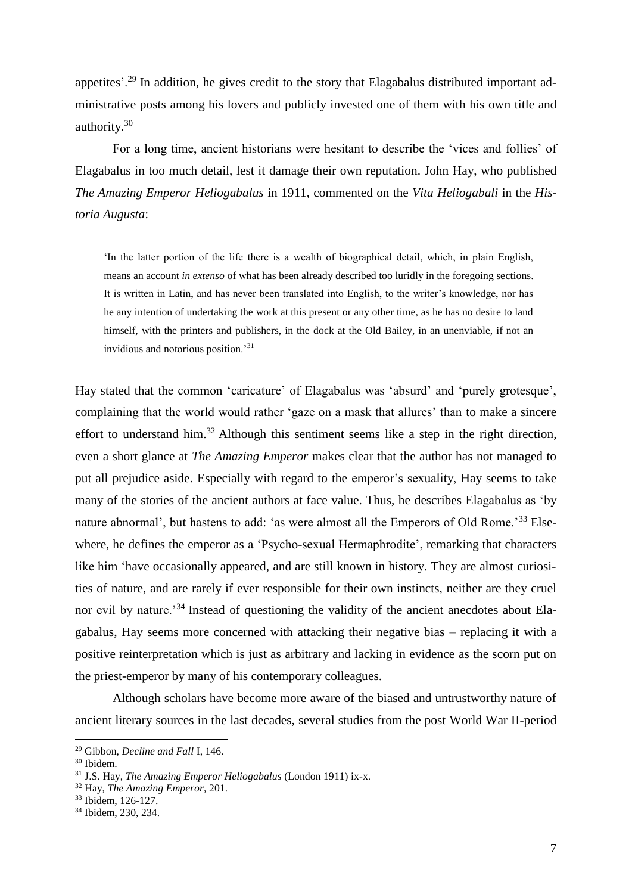appetites'.[29] In addition, he gives credit to the story that Elagabalus distributed important administrative posts among his lovers and publicly invested one of them with his own title and authority.[30]

For a long time, ancient historians were hesitant to describe the 'vices and follies' of Elagabalus in too much detail, lest it damage their own reputation. John Hay, who published *The Amazing Emperor Heliogabalus* in 1911, commented on the *Vita Heliogabali* in the *Historia Augusta*:

> 'In the latter portion of the life there is a wealth of biographical detail, which, in plain English, means an account *in extenso* of what has been already described too luridly in the foregoing sections. It is written in Latin, and has never been translated into English, to the writer's knowledge, nor has he any intention of undertaking the work at this present or any other time, as he has no desire to land himself, with the printers and publishers, in the dock at the Old Bailey, in an unenviable, if not an invidious and notorious position.'[31]

Hay stated that the common 'caricature' of Elagabalus was 'absurd' and 'purely grotesque', complaining that the world would rather 'gaze on a mask that allures' than to make a sincere effort to understand him.[32] Although this sentiment seems like a step in the right direction, even a short glance at *The Amazing Emperor* makes clear that the author has not managed to put all prejudice aside. Especially with regard to the emperor's sexuality, Hay seems to take many of the stories of the ancient authors at face value. Thus, he describes Elagabalus as 'by nature abnormal', but hastens to add: 'as were almost all the Emperors of Old Rome.'[33] Elsewhere, he defines the emperor as a 'Psycho-sexual Hermaphrodite', remarking that characters like him 'have occasionally appeared, and are still known in history. They are almost curiosities of nature, and are rarely if ever responsible for their own instincts, neither are they cruel nor evil by nature.'[34] Instead of questioning the validity of the ancient anecdotes about Elagabalus, Hay seems more concerned with attacking their negative bias – replacing it with a positive reinterpretation which is just as arbitrary and lacking in evidence as the scorn put on the priest-emperor by many of his contemporary colleagues.

Although scholars have become more aware of the biased and untrustworthy nature of ancient literary sources in the last decades, several studies from the post World War II-period

---

[29] Gibbon, *Decline and Fall* I, 146.

[30] Ibidem.

[31] J.S. Hay, *The Amazing Emperor Heliogabalus* (London 1911) ix-x.

[32] Hay, *The Amazing Emperor*, 201.

[33] Ibidem, 126-127.

[34] Ibidem, 230, 234.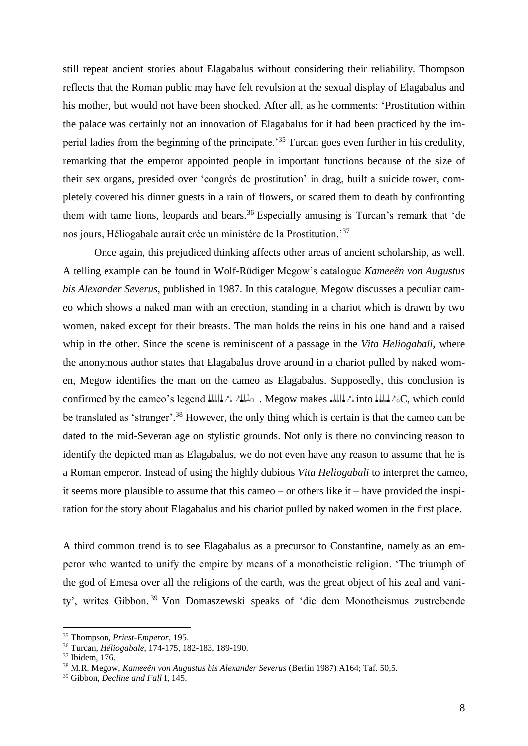still repeat ancient stories about Elagabalus without considering their reliability. Thompson reflects that the Roman public may have felt revulsion at the sexual display of Elagabalus and his mother, but would not have been shocked. After all, as he comments: 'Prostitution within the palace was certainly not an innovation of Elagabalus for it had been practiced by the imperial ladies from the beginning of the principate.'[35] Turcan goes even further in his credulity, remarking that the emperor appointed people in important functions because of the size of their sex organs, presided over 'congrès de prostitution' in drag, built a suicide tower, completely covered his dinner guests in a rain of flowers, or scared them to death by confronting them with tame lions, leopards and bears.[36] Especially amusing is Turcan's remark that 'de nos jours, Héliogabale aurait crée un ministère de la Prostitution.'[37]

Once again, this prejudiced thinking affects other areas of ancient scholarship, as well. A telling example can be found in Wolf-Rüdiger Megow's catalogue *Kameeën von Augustus bis Alexander Severus*, published in 1987. In this catalogue, Megow discusses a peculiar cameo which shows a naked man with an erection, standing in a chariot which is drawn by two women, naked except for their breasts. The man holds the reins in his one hand and a raised whip in the other. Since the scene is reminiscent of a passage in the *Vita Heliogabali*, where the anonymous author states that Elagabalus drove around in a chariot pulled by naked women, Megow identifies the man on the cameo as Elagabalus. Supposedly, this conclusion is confirmed by the cameo's legend [illegible Greek]. Megow makes [illegible Greek] into [illegible Greek]C, which could be translated as 'stranger'.[38] However, the only thing which is certain is that the cameo can be dated to the mid-Severan age on stylistic grounds. Not only is there no convincing reason to identify the depicted man as Elagabalus, we do not even have any reason to assume that he is a Roman emperor. Instead of using the highly dubious *Vita Heliogabali* to interpret the cameo, it seems more plausible to assume that this cameo – or others like it – have provided the inspiration for the story about Elagabalus and his chariot pulled by naked women in the first place.

A third common trend is to see Elagabalus as a precursor to Constantine, namely as an emperor who wanted to unify the empire by means of a monotheistic religion. 'The triumph of the god of Emesa over all the religions of the earth, was the great object of his zeal and vanity', writes Gibbon.[39] Von Domaszewski speaks of 'die dem Monotheismus zustrebende

---

[35] Thompson, *Priest-Emperor*, 195.

[36] Turcan, *Héliogabale*, 174-175, 182-183, 189-190.

[37] Ibidem, 176.

[38] M.R. Megow, *Kameeën von Augustus bis Alexander Severus* (Berlin 1987) A164; Taf. 50,5.

[39] Gibbon, *Decline and Fall* I, 145.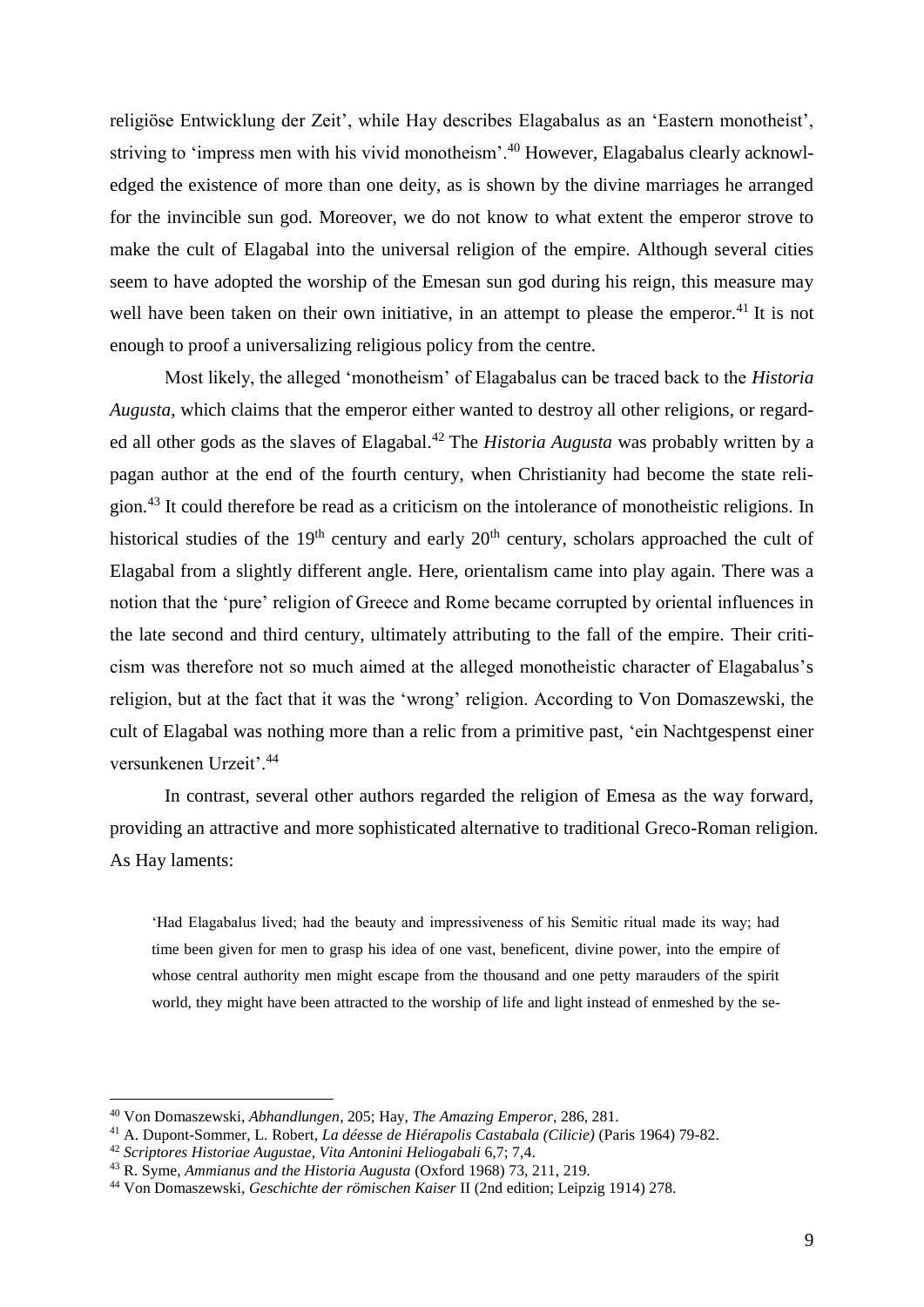religiöse Entwicklung der Zeit', while Hay describes Elagabalus as an 'Eastern monotheist', striving to 'impress men with his vivid monotheism'.[40] However, Elagabalus clearly acknowledged the existence of more than one deity, as is shown by the divine marriages he arranged for the invincible sun god. Moreover, we do not know to what extent the emperor strove to make the cult of Elagabal into the universal religion of the empire. Although several cities seem to have adopted the worship of the Emesan sun god during his reign, this measure may well have been taken on their own initiative, in an attempt to please the emperor.[41] It is not enough to proof a universalizing religious policy from the centre.

Most likely, the alleged 'monotheism' of Elagabalus can be traced back to the *Historia Augusta*, which claims that the emperor either wanted to destroy all other religions, or regarded all other gods as the slaves of Elagabal.[42] The *Historia Augusta* was probably written by a pagan author at the end of the fourth century, when Christianity had become the state religion.[43] It could therefore be read as a criticism on the intolerance of monotheistic religions. In historical studies of the 19th century and early 20th century, scholars approached the cult of Elagabal from a slightly different angle. Here, orientalism came into play again. There was a notion that the 'pure' religion of Greece and Rome became corrupted by oriental influences in the late second and third century, ultimately attributing to the fall of the empire. Their criticism was therefore not so much aimed at the alleged monotheistic character of Elagabalus's religion, but at the fact that it was the 'wrong' religion. According to Von Domaszewski, the cult of Elagabal was nothing more than a relic from a primitive past, 'ein Nachtgespenst einer versunkenen Urzeit'.[44]

In contrast, several other authors regarded the religion of Emesa as the way forward, providing an attractive and more sophisticated alternative to traditional Greco-Roman religion. As Hay laments:

> 'Had Elagabalus lived; had the beauty and impressiveness of his Semitic ritual made its way; had time been given for men to grasp his idea of one vast, beneficent, divine power, into the empire of whose central authority men might escape from the thousand and one petty marauders of the spirit world, they might have been attracted to the worship of life and light instead of enmeshed by the se-

---

[40] Von Domaszewski, *Abhandlungen*, 205; Hay, *The Amazing Emperor*, 286, 281.

[41] A. Dupont-Sommer, L. Robert, *La déesse de Hiérapolis Castabala (Cilicie)* (Paris 1964) 79-82.

[42] *Scriptores Historiae Augustae, Vita Antonini Heliogabali* 6,7; 7,4.

[43] R. Syme, *Ammianus and the Historia Augusta* (Oxford 1968) 73, 211, 219.

[44] Von Domaszewski, *Geschichte der römischen Kaiser* II (2nd edition; Leipzig 1914) 278.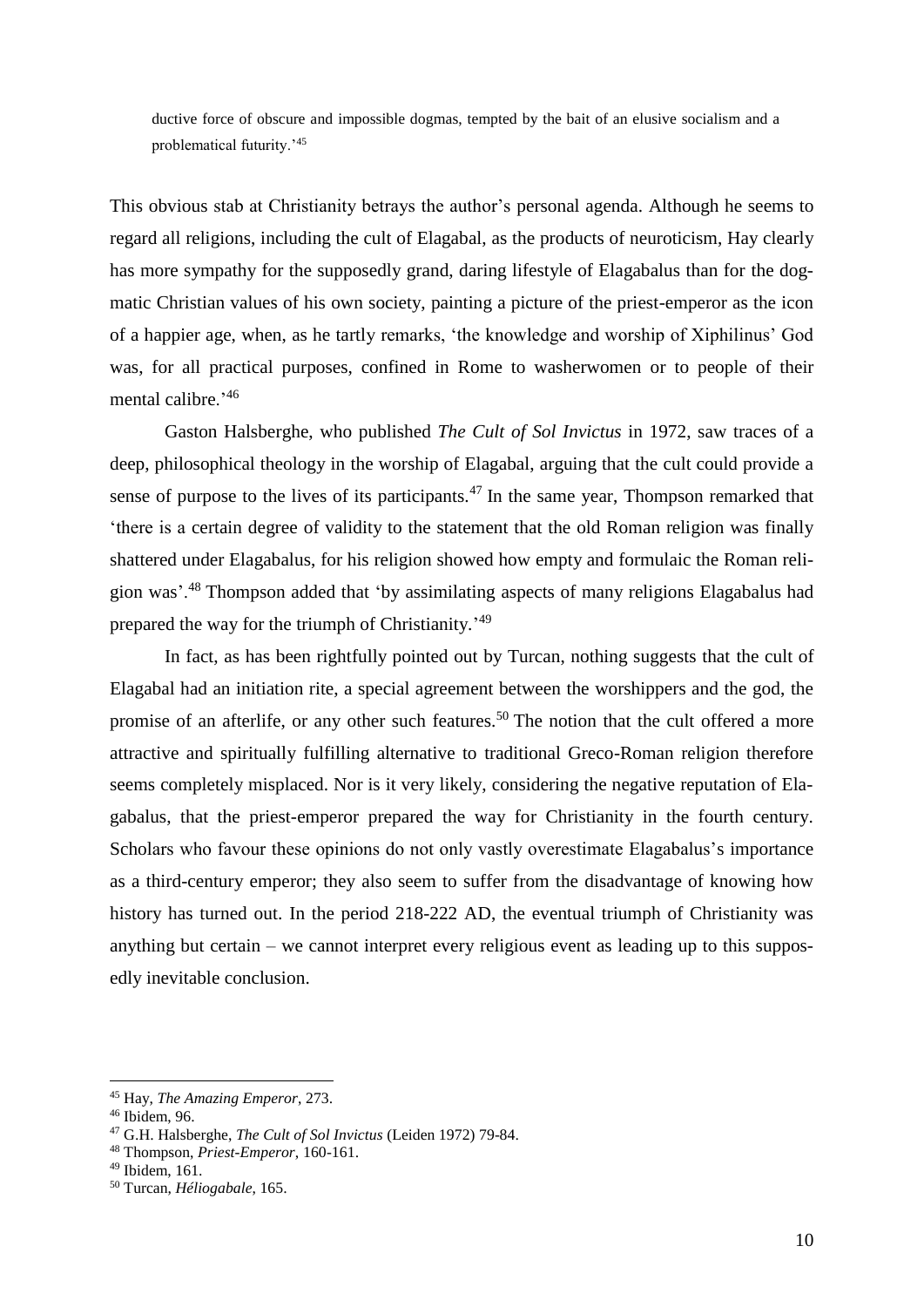ductive force of obscure and impossible dogmas, tempted by the bait of an elusive socialism and a problematical futurity.'[45]

This obvious stab at Christianity betrays the author's personal agenda. Although he seems to regard all religions, including the cult of Elagabal, as the products of neuroticism, Hay clearly has more sympathy for the supposedly grand, daring lifestyle of Elagabalus than for the dogmatic Christian values of his own society, painting a picture of the priest-emperor as the icon of a happier age, when, as he tartly remarks, 'the knowledge and worship of Xiphilinus' God was, for all practical purposes, confined in Rome to washerwomen or to people of their mental calibre.'[46]

Gaston Halsberghe, who published *The Cult of Sol Invictus* in 1972, saw traces of a deep, philosophical theology in the worship of Elagabal, arguing that the cult could provide a sense of purpose to the lives of its participants.[47] In the same year, Thompson remarked that 'there is a certain degree of validity to the statement that the old Roman religion was finally shattered under Elagabalus, for his religion showed how empty and formulaic the Roman religion was'.[48] Thompson added that 'by assimilating aspects of many religions Elagabalus had prepared the way for the triumph of Christianity.'[49]

In fact, as has been rightfully pointed out by Turcan, nothing suggests that the cult of Elagabal had an initiation rite, a special agreement between the worshippers and the god, the promise of an afterlife, or any other such features.[50] The notion that the cult offered a more attractive and spiritually fulfilling alternative to traditional Greco-Roman religion therefore seems completely misplaced. Nor is it very likely, considering the negative reputation of Elagabalus, that the priest-emperor prepared the way for Christianity in the fourth century. Scholars who favour these opinions do not only vastly overestimate Elagabalus's importance as a third-century emperor; they also seem to suffer from the disadvantage of knowing how history has turned out. In the period 218-222 AD, the eventual triumph of Christianity was anything but certain – we cannot interpret every religious event as leading up to this supposedly inevitable conclusion.

---

[45] Hay, *The Amazing Emperor*, 273.
[46] Ibidem, 96.
[47] G.H. Halsberghe, *The Cult of Sol Invictus* (Leiden 1972) 79-84.
[48] Thompson, *Priest-Emperor*, 160-161.
[49] Ibidem, 161.
[50] Turcan, *Héliogabale*, 165.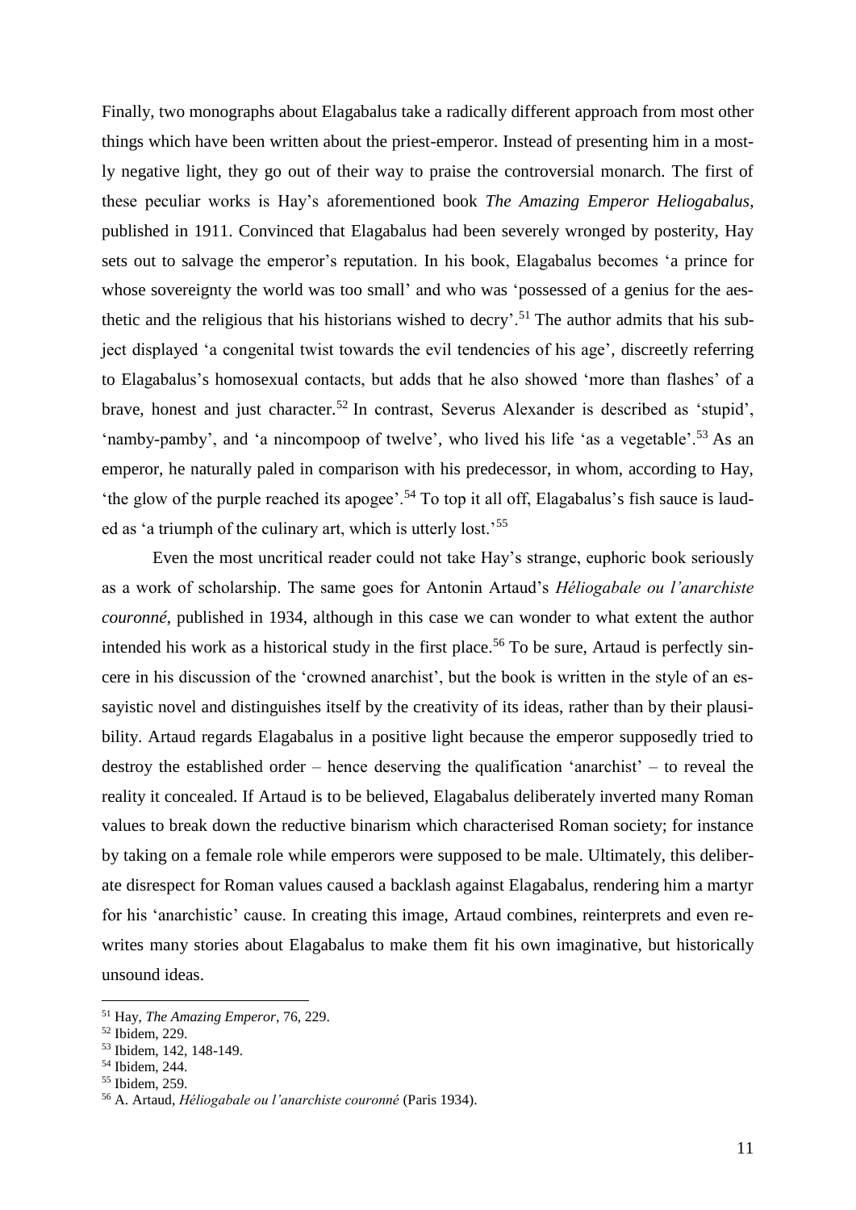Finally, two monographs about Elagabalus take a radically different approach from most other things which have been written about the priest-emperor. Instead of presenting him in a mostly negative light, they go out of their way to praise the controversial monarch. The first of these peculiar works is Hay's aforementioned book *The Amazing Emperor Heliogabalus*, published in 1911. Convinced that Elagabalus had been severely wronged by posterity, Hay sets out to salvage the emperor's reputation. In his book, Elagabalus becomes 'a prince for whose sovereignty the world was too small' and who was 'possessed of a genius for the aesthetic and the religious that his historians wished to decry'.[51] The author admits that his subject displayed 'a congenital twist towards the evil tendencies of his age', discreetly referring to Elagabalus's homosexual contacts, but adds that he also showed 'more than flashes' of a brave, honest and just character.[52] In contrast, Severus Alexander is described as 'stupid', 'namby-pamby', and 'a nincompoop of twelve', who lived his life 'as a vegetable'.[53] As an emperor, he naturally paled in comparison with his predecessor, in whom, according to Hay, 'the glow of the purple reached its apogee'.[54] To top it all off, Elagabalus's fish sauce is lauded as 'a triumph of the culinary art, which is utterly lost.'[55]

Even the most uncritical reader could not take Hay's strange, euphoric book seriously as a work of scholarship. The same goes for Antonin Artaud's *Héliogabale ou l'anarchiste couronné*, published in 1934, although in this case we can wonder to what extent the author intended his work as a historical study in the first place.[56] To be sure, Artaud is perfectly sincere in his discussion of the 'crowned anarchist', but the book is written in the style of an essayistic novel and distinguishes itself by the creativity of its ideas, rather than by their plausibility. Artaud regards Elagabalus in a positive light because the emperor supposedly tried to destroy the established order – hence deserving the qualification 'anarchist' – to reveal the reality it concealed. If Artaud is to be believed, Elagabalus deliberately inverted many Roman values to break down the reductive binarism which characterised Roman society; for instance by taking on a female role while emperors were supposed to be male. Ultimately, this deliberate disrespect for Roman values caused a backlash against Elagabalus, rendering him a martyr for his 'anarchistic' cause. In creating this image, Artaud combines, reinterprets and even rewrites many stories about Elagabalus to make them fit his own imaginative, but historically unsound ideas.

---

[51] Hay, *The Amazing Emperor*, 76, 229.

[52] Ibidem, 229.

[53] Ibidem, 142, 148-149.

[54] Ibidem, 244.

[55] Ibidem, 259.

[56] A. Artaud, *Héliogabale ou l'anarchiste couronné* (Paris 1934).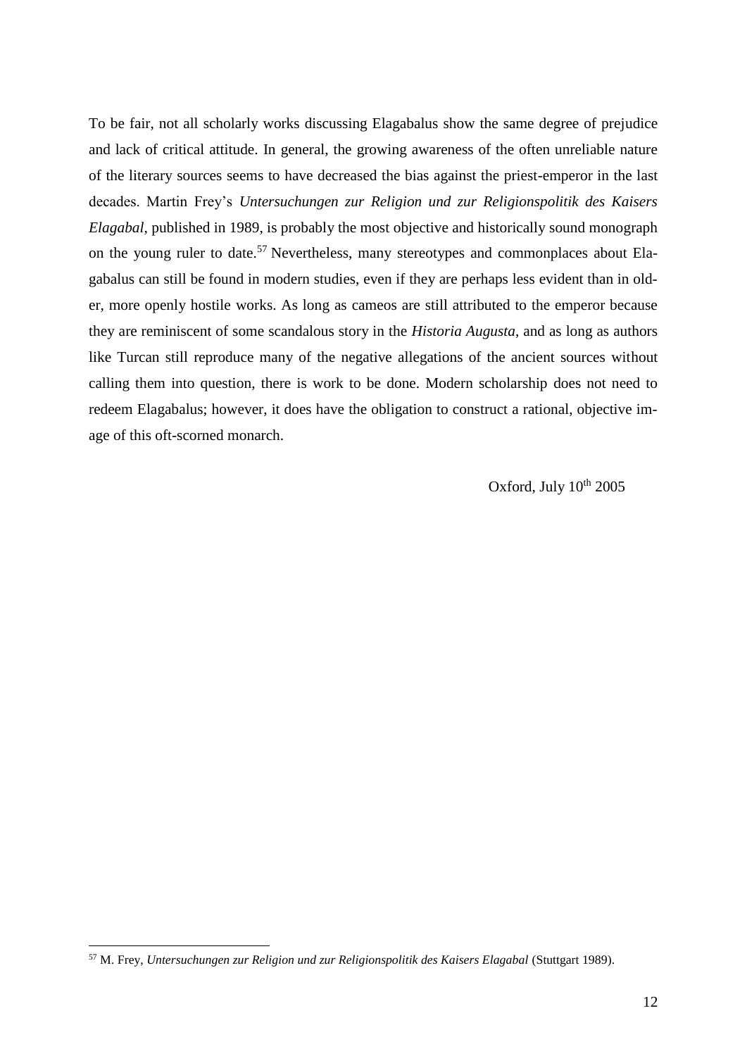To be fair, not all scholarly works discussing Elagabalus show the same degree of prejudice and lack of critical attitude. In general, the growing awareness of the often unreliable nature of the literary sources seems to have decreased the bias against the priest-emperor in the last decades. Martin Frey's *Untersuchungen zur Religion und zur Religionspolitik des Kaisers Elagabal*, published in 1989, is probably the most objective and historically sound monograph on the young ruler to date.[57] Nevertheless, many stereotypes and commonplaces about Elagabalus can still be found in modern studies, even if they are perhaps less evident than in older, more openly hostile works. As long as cameos are still attributed to the emperor because they are reminiscent of some scandalous story in the *Historia Augusta*, and as long as authors like Turcan still reproduce many of the negative allegations of the ancient sources without calling them into question, there is work to be done. Modern scholarship does not need to redeem Elagabalus; however, it does have the obligation to construct a rational, objective image of this oft-scorned monarch.

Oxford, July 10th 2005

---

[57] M. Frey, *Untersuchungen zur Religion und zur Religionspolitik des Kaisers Elagabal* (Stuttgart 1989).